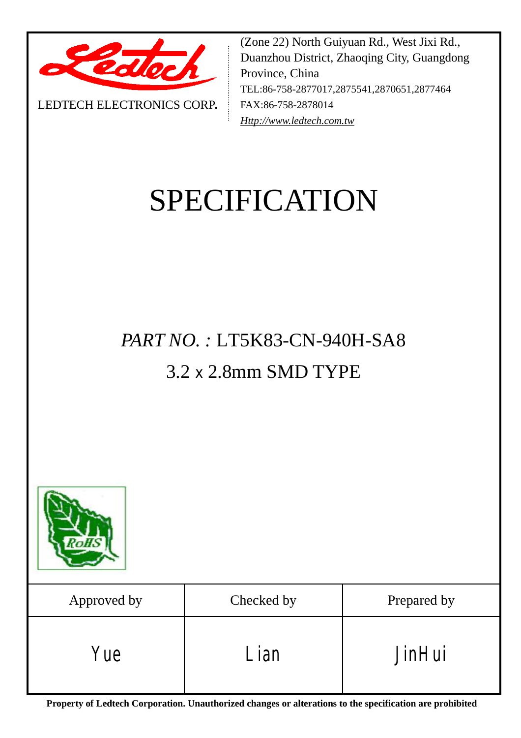LEDTECH ELECTRONICS CORP.

(Zone 22) North Guiyuan Rd., West Jixi Rd., Duanzhou District, Zhaoqing City, Guangdong Province, China
TEL:86-758-2877017,2875541,2870651,2877464
FAX:86-758-2878014
*Http://www.ledtech.com.tw*

# SPECIFICATION

## *PART NO. :* LT5K83-CN-940H-SA8

## 3.2 x 2.8mm SMD TYPE

| Approved by | Checked by | Prepared by |
|---|---|---|
| Yue | Lian | JinHui |

**Property of Ledtech Corporation. Unauthorized changes or alterations to the specification are prohibited**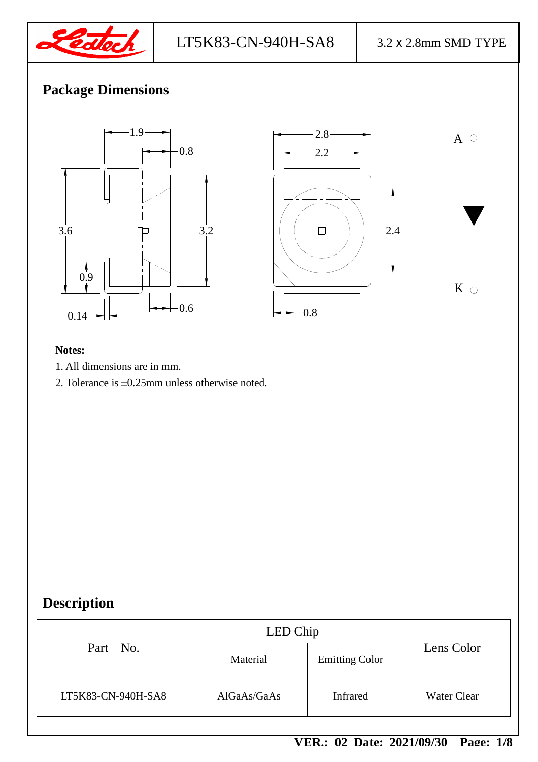## Package Dimensions

**Notes:**

1. All dimensions are in mm.
2. Tolerance is ±0.25mm unless otherwise noted.

## Description

| Part No. | LED Chip | | Lens Color |
|---|---|---|---|
| | Material | Emitting Color | |
| LT5K83-CN-940H-SA8 | AlGaAs/GaAs | Infrared | Water Clear |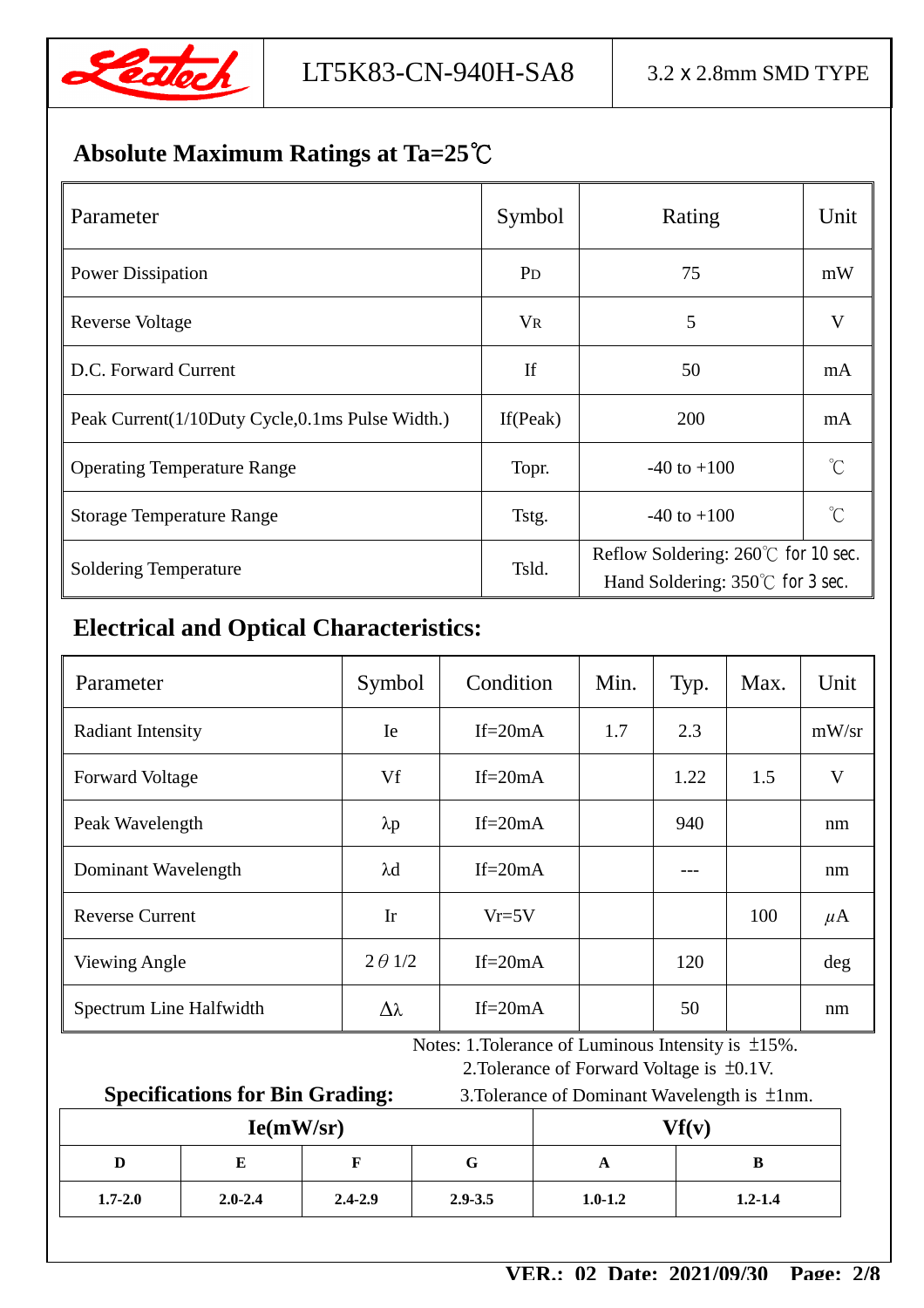## Absolute Maximum Ratings at Ta=25℃

| Parameter | Symbol | Rating | Unit |
|---|---|---|---|
| Power Dissipation | $P_D$ | 75 | mW |
| Reverse Voltage | $V_R$ | 5 | V |
| D.C. Forward Current | If | 50 | mA |
| Peak Current(1/10Duty Cycle,0.1ms Pulse Width.) | If(Peak) | 200 | mA |
| Operating Temperature Range | Topr. | -40 to +100 | ℃ |
| Storage Temperature Range | Tstg. | -40 to +100 | ℃ |
| Soldering Temperature | Tsld. | Reflow Soldering: 260℃ for 10 sec.<br>Hand Soldering: 350℃ for 3 sec. | |

## Electrical and Optical Characteristics:

| Parameter | Symbol | Condition | Min. | Typ. | Max. | Unit |
|---|---|---|---|---|---|---|
| Radiant Intensity | Ie | If=20mA | 1.7 | 2.3 | | mW/sr |
| Forward Voltage | Vf | If=20mA | | 1.22 | 1.5 | V |
| Peak Wavelength | λp | If=20mA | | 940 | | nm |
| Dominant Wavelength | λd | If=20mA | | --- | | nm |
| Reverse Current | Ir | Vr=5V | | | 100 | μA |
| Viewing Angle | 2θ1/2 | If=20mA | | 120 | | deg |
| Spectrum Line Halfwidth | Δλ | If=20mA | | 50 | | nm |

Notes: 1.Tolerance of Luminous Intensity is ±15%.
2.Tolerance of Forward Voltage is ±0.1V.
3.Tolerance of Dominant Wavelength is ±1nm.

**Specifications for Bin Grading:**

| Ie(mW/sr) | | | | Vf(v) | |
|---|---|---|---|---|---|
| **D** | **E** | **F** | **G** | **A** | **B** |
| **1.7-2.0** | **2.0-2.4** | **2.4-2.9** | **2.9-3.5** | **1.0-1.2** | **1.2-1.4** |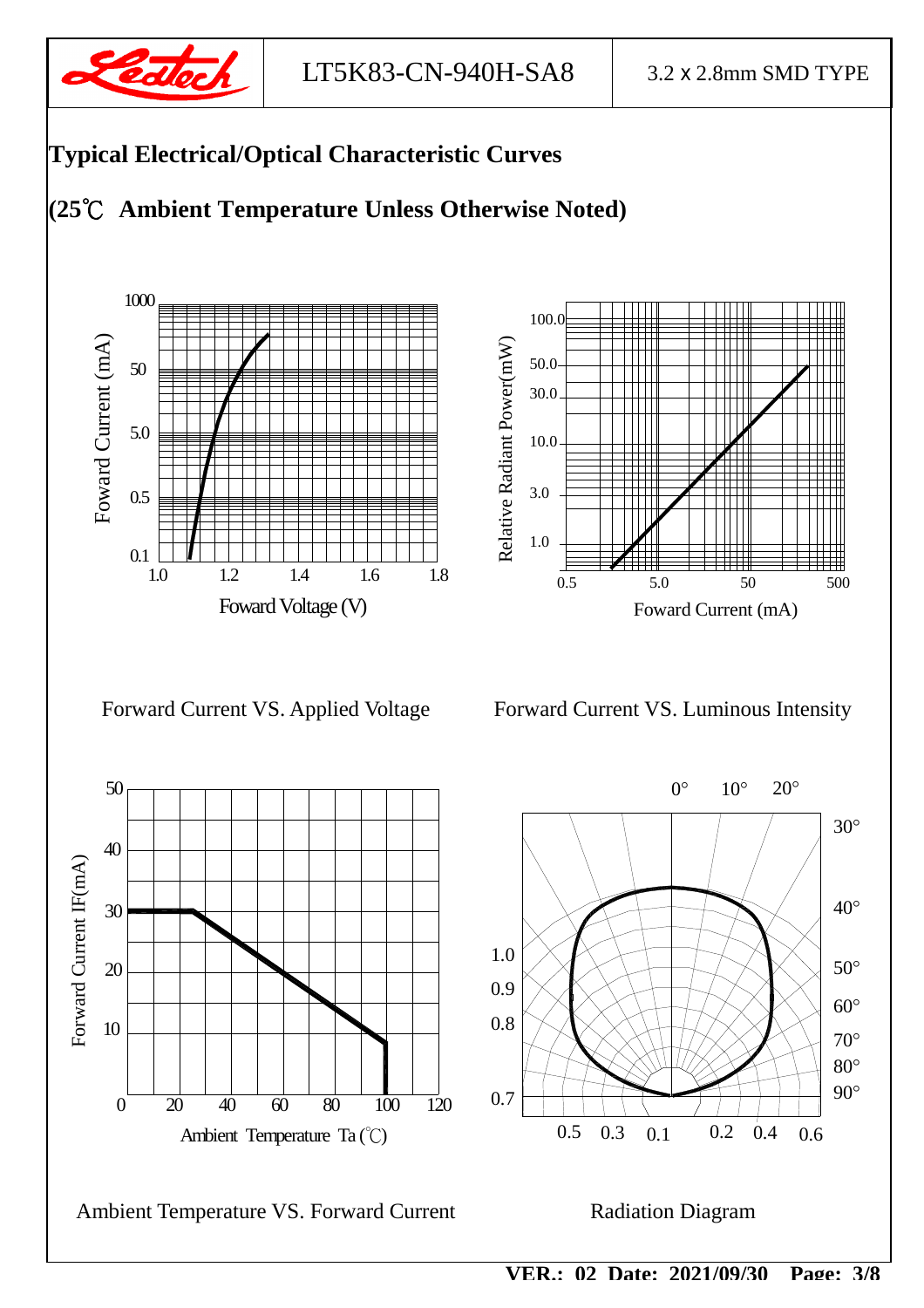## Typical Electrical/Optical Characteristic Curves

## (25℃ Ambient Temperature Unless Otherwise Noted)

Forward Current VS. Applied Voltage

Forward Current VS. Luminous Intensity

Ambient Temperature VS. Forward Current

Radiation Diagram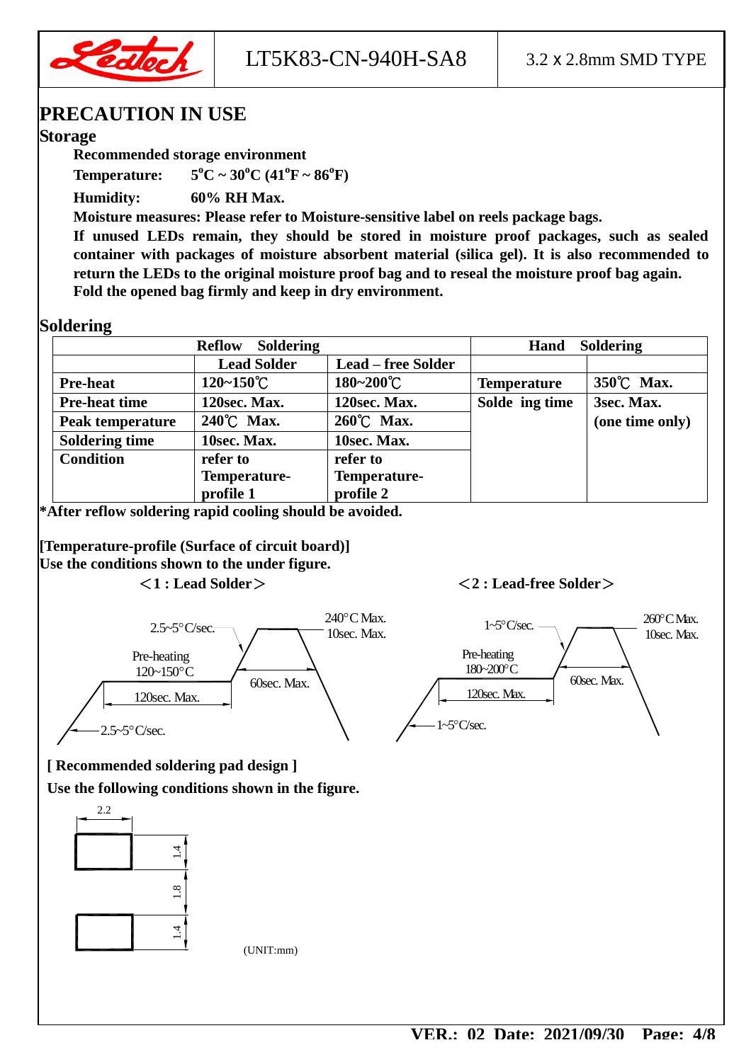# PRECAUTION IN USE

## Storage

**Recommended storage environment**

**Temperature:** $5^oC \sim 30^oC$ ($41^oF \sim 86^oF$)

**Humidity:** 60% RH Max.

**Moisture measures: Please refer to Moisture-sensitive label on reels package bags.**

**If unused LEDs remain, they should be stored in moisture proof packages, such as sealed container with packages of moisture absorbent material (silica gel). It is also recommended to return the LEDs to the original moisture proof bag and to reseal the moisture proof bag again. Fold the opened bag firmly and keep in dry environment.**

## Soldering

| Reflow Soldering | | | Hand Soldering | |
|---|---|---|---|---|
| | Lead Solder | Lead – free Solder | | |
| Pre-heat | 120~150℃ | 180~200℃ | Temperature | 350℃ Max. |
| Pre-heat time | 120sec. Max. | 120sec. Max. | Solde ing time | 3sec. Max. (one time only) |
| Peak temperature | 240℃ Max. | 260℃ Max. | | |
| Soldering time | 10sec. Max. | 10sec. Max. | | |
| Condition | refer to Temperature-profile 1 | refer to Temperature-profile 2 | | |

**\*After reflow soldering rapid cooling should be avoided.**

**[Temperature-profile (Surface of circuit board)]**
**Use the conditions shown to the under figure.**

**＜1 : Lead Solder＞**

2.5~5°C/sec. — 240°C Max. 10sec. Max. — Pre-heating 120~150°C — 120sec. Max. — 60sec. Max. — 2.5~5°C/sec.

**＜2 : Lead-free Solder＞**

1~5°C/sec. — 260°C Max. 10sec. Max. — Pre-heating 180~200°C — 120sec. Max. — 60sec. Max. — 1~5°C/sec.

**[ Recommended soldering pad design ]**
**Use the following conditions shown in the figure.**

2.2 — 1.4 — 1.8 — 1.4

(UNIT:mm)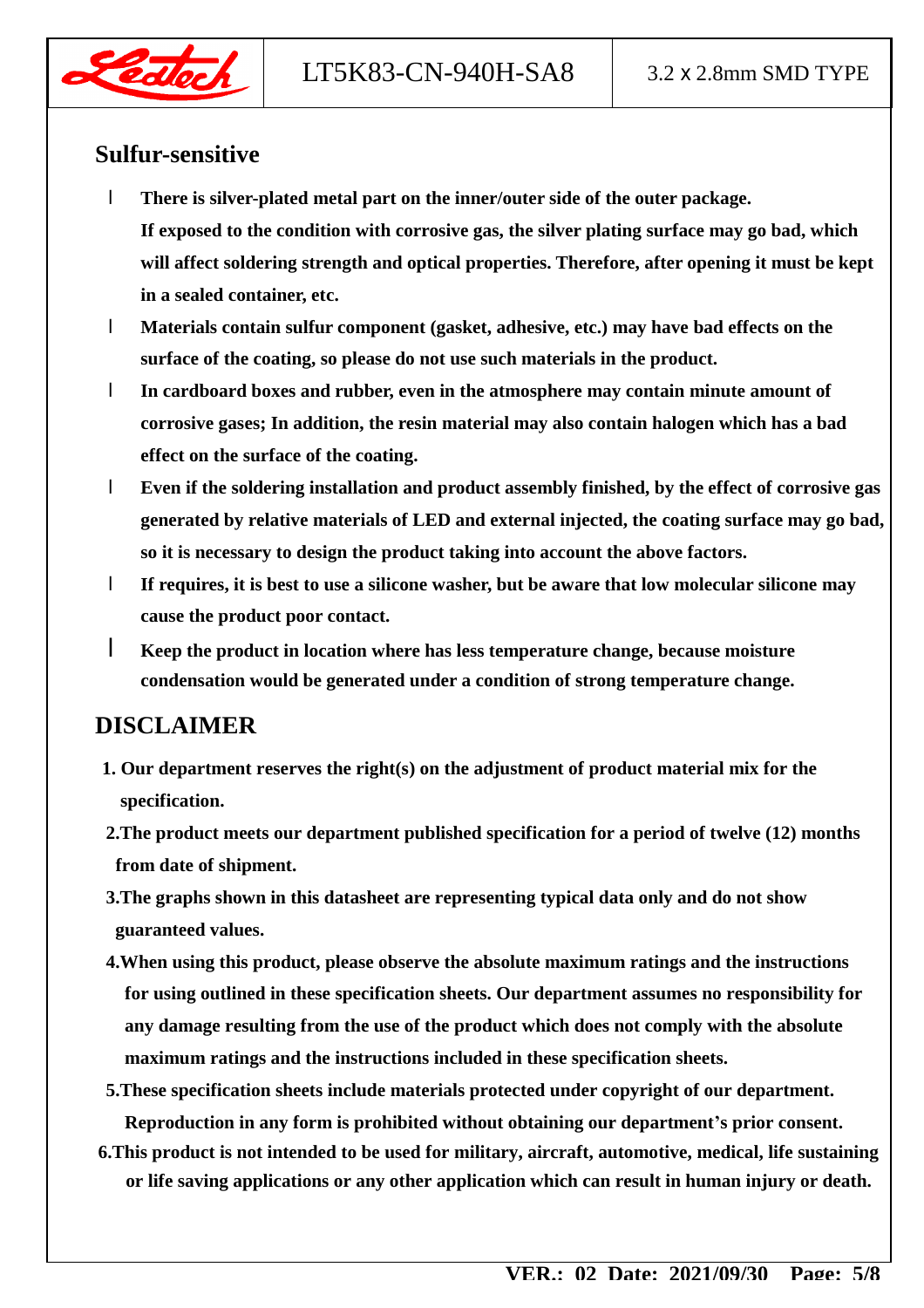## Sulfur-sensitive

- **There is silver-plated metal part on the inner/outer side of the outer package. If exposed to the condition with corrosive gas, the silver plating surface may go bad, which will affect soldering strength and optical properties. Therefore, after opening it must be kept in a sealed container, etc.**
- **Materials contain sulfur component (gasket, adhesive, etc.) may have bad effects on the surface of the coating, so please do not use such materials in the product.**
- **In cardboard boxes and rubber, even in the atmosphere may contain minute amount of corrosive gases; In addition, the resin material may also contain halogen which has a bad effect on the surface of the coating.**
- **Even if the soldering installation and product assembly finished, by the effect of corrosive gas generated by relative materials of LED and external injected, the coating surface may go bad, so it is necessary to design the product taking into account the above factors.**
- **If requires, it is best to use a silicone washer, but be aware that low molecular silicone may cause the product poor contact.**
- **Keep the product in location where has less temperature change, because moisture condensation would be generated under a condition of strong temperature change.**

## DISCLAIMER

1. **Our department reserves the right(s) on the adjustment of product material mix for the specification.**
2. **The product meets our department published specification for a period of twelve (12) months from date of shipment.**
3. **The graphs shown in this datasheet are representing typical data only and do not show guaranteed values.**
4. **When using this product, please observe the absolute maximum ratings and the instructions for using outlined in these specification sheets. Our department assumes no responsibility for any damage resulting from the use of the product which does not comply with the absolute maximum ratings and the instructions included in these specification sheets.**
5. **These specification sheets include materials protected under copyright of our department. Reproduction in any form is prohibited without obtaining our department's prior consent.**
6. **This product is not intended to be used for military, aircraft, automotive, medical, life sustaining or life saving applications or any other application which can result in human injury or death.**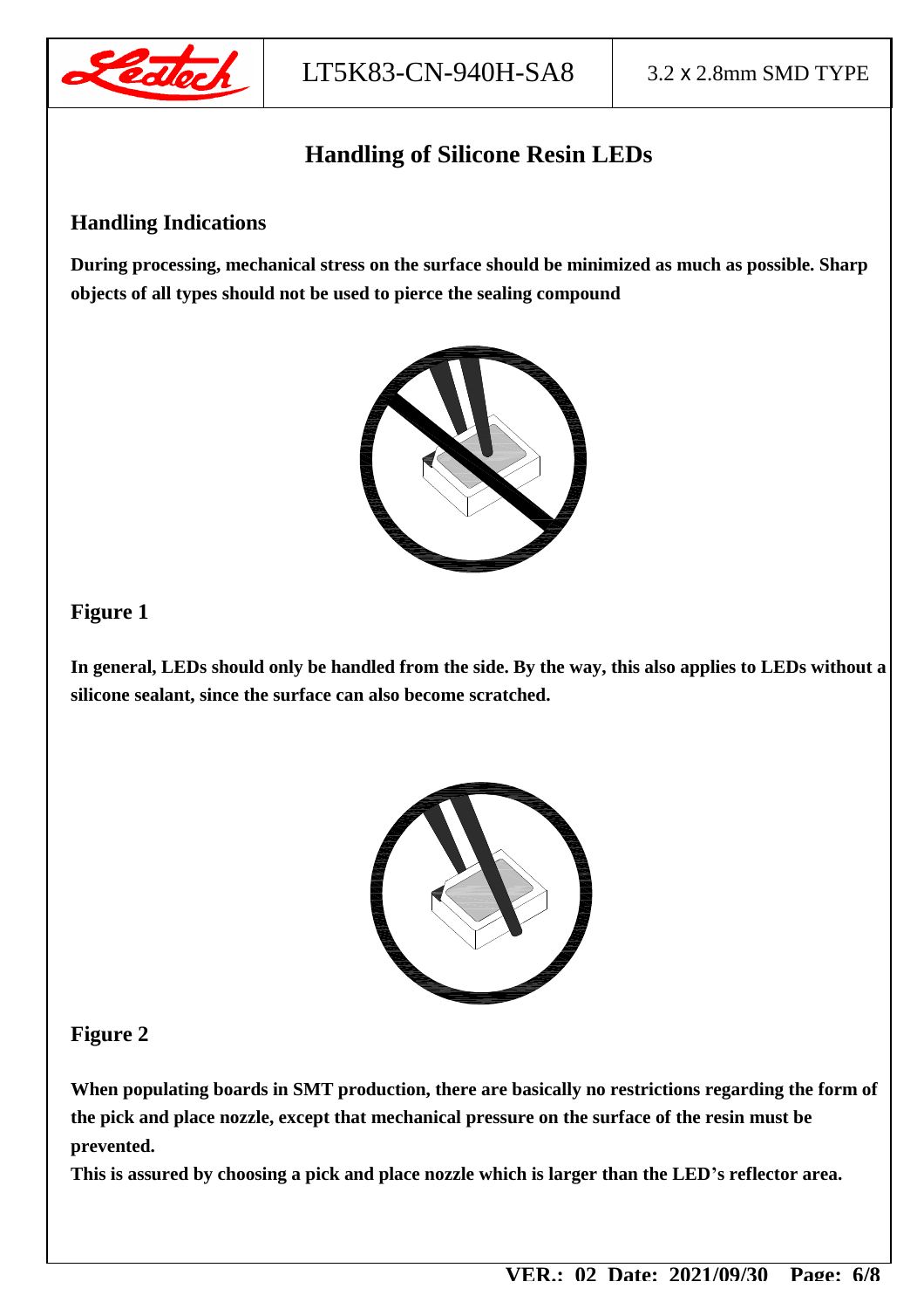# Handling of Silicone Resin LEDs

## Handling Indications

**During processing, mechanical stress on the surface should be minimized as much as possible. Sharp objects of all types should not be used to pierce the sealing compound**

## Figure 1

**In general, LEDs should only be handled from the side. By the way, this also applies to LEDs without a silicone sealant, since the surface can also become scratched.**

## Figure 2

**When populating boards in SMT production, there are basically no restrictions regarding the form of the pick and place nozzle, except that mechanical pressure on the surface of the resin must be prevented.**

**This is assured by choosing a pick and place nozzle which is larger than the LED's reflector area.**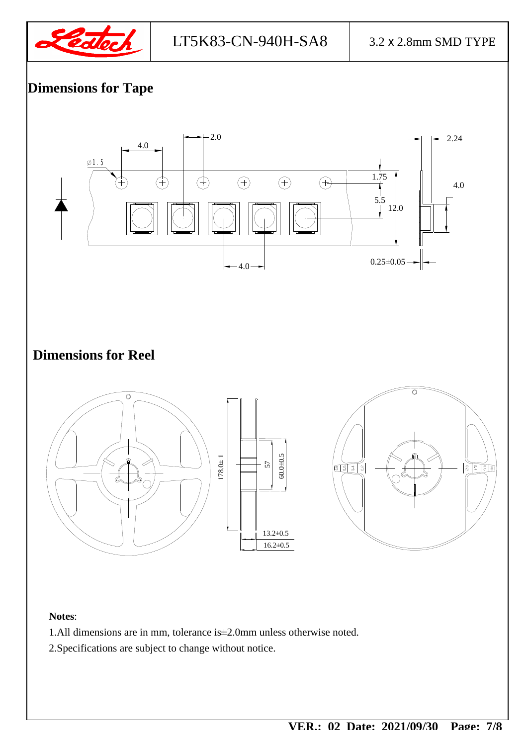## Dimensions for Tape

## Dimensions for Reel

**Notes**:

1.All dimensions are in mm, tolerance is±2.0mm unless otherwise noted.

2.Specifications are subject to change without notice.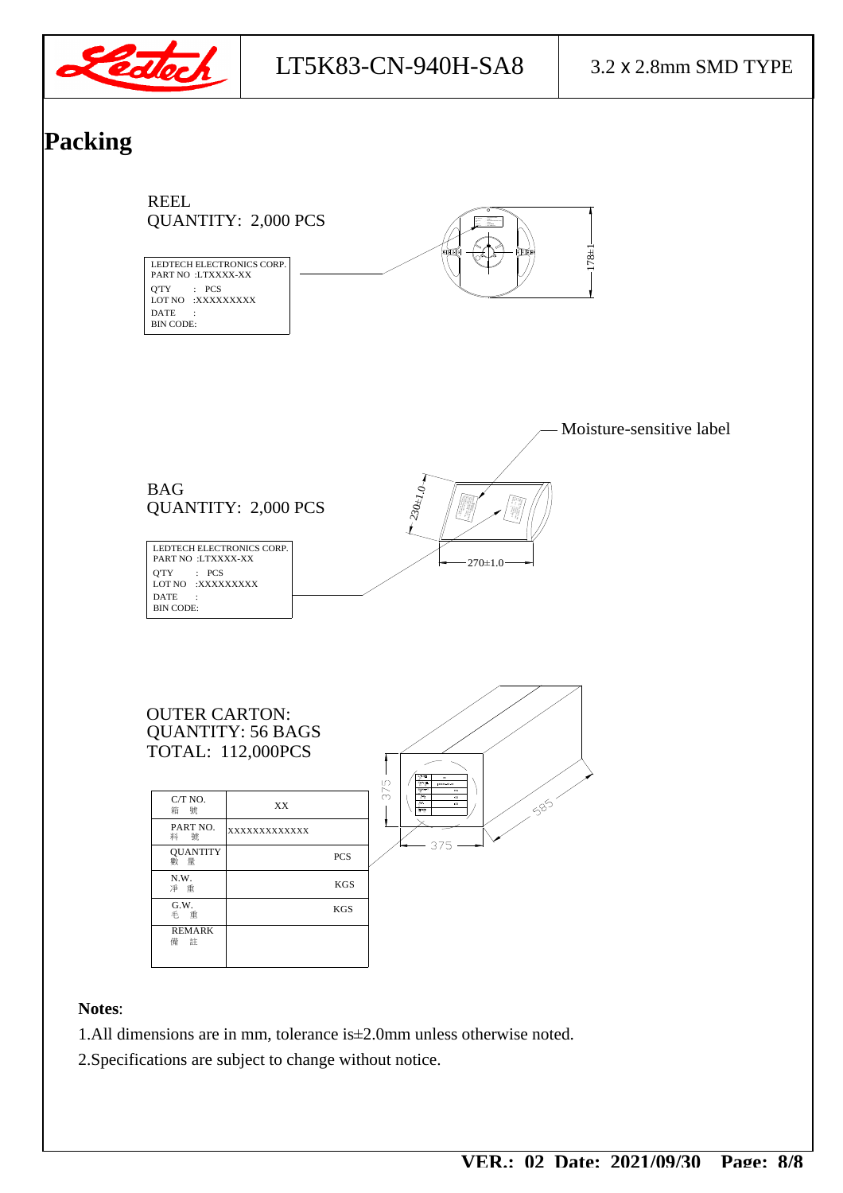# Packing

REEL
QUANTITY: 2,000 PCS

LEDTECH ELECTRONICS CORP.
PART NO :LTXXXX-XX
Q'TY : PCS
LOT NO :XXXXXXXXX
DATE :
BIN CODE:

178±1

Moisture-sensitive label

BAG
QUANTITY: 2,000 PCS

LEDTECH ELECTRONICS CORP.
PART NO :LTXXXX-XX
Q'TY : PCS
LOT NO :XXXXXXXXX
DATE :
BIN CODE:

230±1.0

270±1.0

OUTER CARTON:
QUANTITY: 56 BAGS
TOTAL: 112,000PCS

375

375

585

| | | |
|---|---|---|
| C/T NO. 箱 號 | XX | |
| PART NO. 料 號 | XXXXXXXXXXXX | |
| QUANTITY 數 量 | | PCS |
| N.W. 淨 重 | | KGS |
| G.W. 毛 重 | | KGS |
| REMARK 備 註 | | |

**Notes**:

1.All dimensions are in mm, tolerance is±2.0mm unless otherwise noted.

2.Specifications are subject to change without notice.